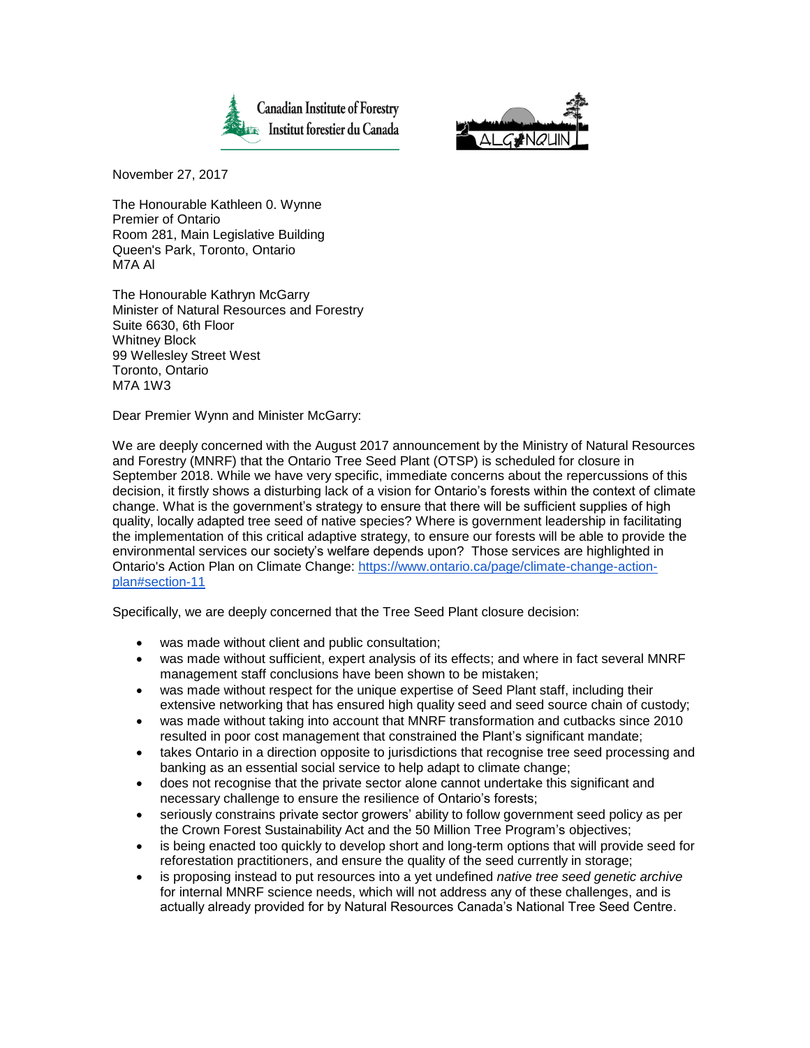Canadian Institute of Forestry
Institut forestier du Canada

ALGONQUIN

November 27, 2017

The Honourable Kathleen 0. Wynne
Premier of Ontario
Room 281, Main Legislative Building
Queen's Park, Toronto, Ontario
M7A Al

The Honourable Kathryn McGarry
Minister of Natural Resources and Forestry
Suite 6630, 6th Floor
Whitney Block
99 Wellesley Street West
Toronto, Ontario
M7A 1W3

Dear Premier Wynn and Minister McGarry:

We are deeply concerned with the August 2017 announcement by the Ministry of Natural Resources and Forestry (MNRF) that the Ontario Tree Seed Plant (OTSP) is scheduled for closure in September 2018. While we have very specific, immediate concerns about the repercussions of this decision, it firstly shows a disturbing lack of a vision for Ontario's forests within the context of climate change. What is the government's strategy to ensure that there will be sufficient supplies of high quality, locally adapted tree seed of native species? Where is government leadership in facilitating the implementation of this critical adaptive strategy, to ensure our forests will be able to provide the environmental services our society's welfare depends upon? Those services are highlighted in Ontario's Action Plan on Climate Change: [https://www.ontario.ca/page/climate-change-action-plan#section-11](https://www.ontario.ca/page/climate-change-action-plan#section-11)

Specifically, we are deeply concerned that the Tree Seed Plant closure decision:

- was made without client and public consultation;
- was made without sufficient, expert analysis of its effects; and where in fact several MNRF management staff conclusions have been shown to be mistaken;
- was made without respect for the unique expertise of Seed Plant staff, including their extensive networking that has ensured high quality seed and seed source chain of custody;
- was made without taking into account that MNRF transformation and cutbacks since 2010 resulted in poor cost management that constrained the Plant's significant mandate;
- takes Ontario in a direction opposite to jurisdictions that recognise tree seed processing and banking as an essential social service to help adapt to climate change;
- does not recognise that the private sector alone cannot undertake this significant and necessary challenge to ensure the resilience of Ontario's forests;
- seriously constrains private sector growers' ability to follow government seed policy as per the Crown Forest Sustainability Act and the 50 Million Tree Program's objectives;
- is being enacted too quickly to develop short and long-term options that will provide seed for reforestation practitioners, and ensure the quality of the seed currently in storage;
- is proposing instead to put resources into a yet undefined *native tree seed genetic archive* for internal MNRF science needs, which will not address any of these challenges, and is actually already provided for by Natural Resources Canada's National Tree Seed Centre.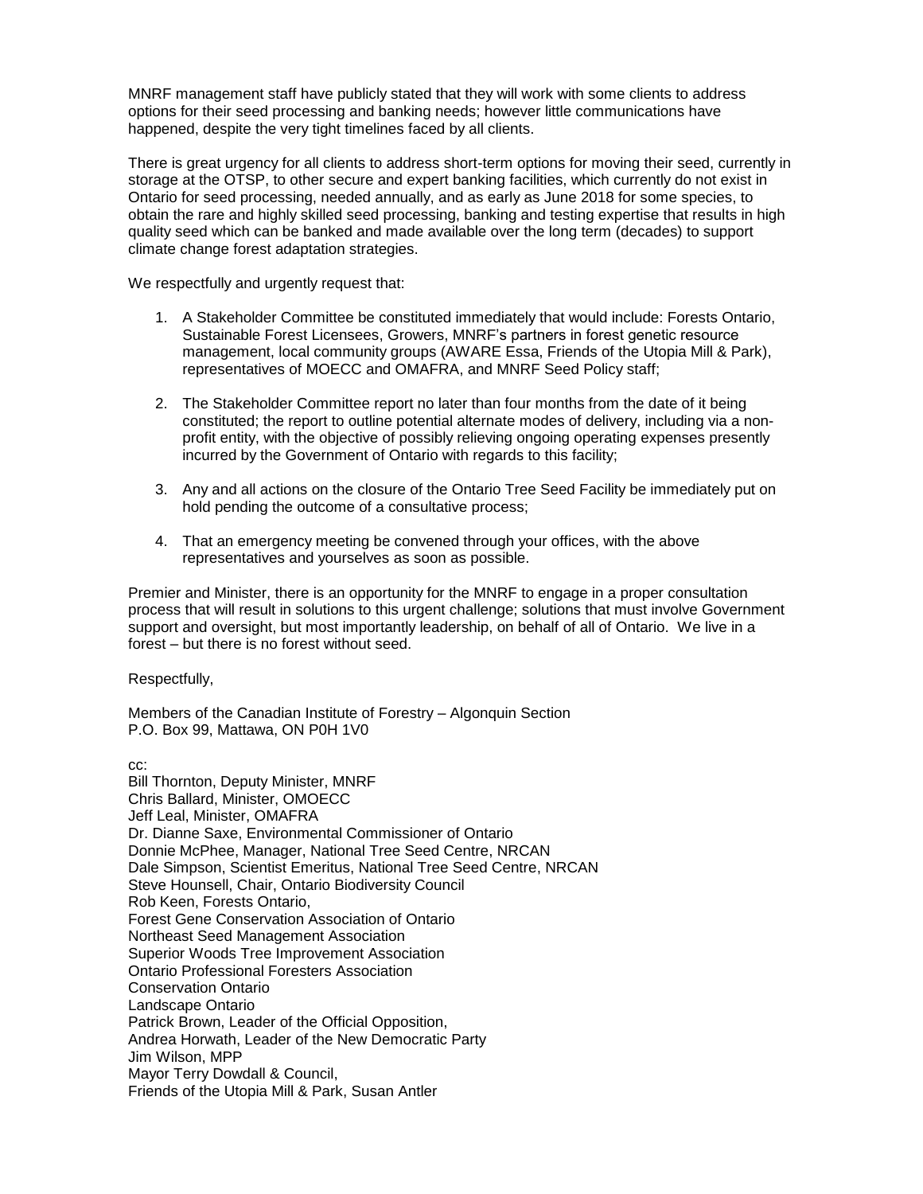MNRF management staff have publicly stated that they will work with some clients to address options for their seed processing and banking needs; however little communications have happened, despite the very tight timelines faced by all clients.

There is great urgency for all clients to address short-term options for moving their seed, currently in storage at the OTSP, to other secure and expert banking facilities, which currently do not exist in Ontario for seed processing, needed annually, and as early as June 2018 for some species, to obtain the rare and highly skilled seed processing, banking and testing expertise that results in high quality seed which can be banked and made available over the long term (decades) to support climate change forest adaptation strategies.

We respectfully and urgently request that:

1. A Stakeholder Committee be constituted immediately that would include: Forests Ontario, Sustainable Forest Licensees, Growers, MNRF's partners in forest genetic resource management, local community groups (AWARE Essa, Friends of the Utopia Mill & Park), representatives of MOECC and OMAFRA, and MNRF Seed Policy staff;
2. The Stakeholder Committee report no later than four months from the date of it being constituted; the report to outline potential alternate modes of delivery, including via a non-profit entity, with the objective of possibly relieving ongoing operating expenses presently incurred by the Government of Ontario with regards to this facility;
3. Any and all actions on the closure of the Ontario Tree Seed Facility be immediately put on hold pending the outcome of a consultative process;
4. That an emergency meeting be convened through your offices, with the above representatives and yourselves as soon as possible.

Premier and Minister, there is an opportunity for the MNRF to engage in a proper consultation process that will result in solutions to this urgent challenge; solutions that must involve Government support and oversight, but most importantly leadership, on behalf of all of Ontario. We live in a forest – but there is no forest without seed.

Respectfully,

Members of the Canadian Institute of Forestry – Algonquin Section
P.O. Box 99, Mattawa, ON P0H 1V0

cc:
Bill Thornton, Deputy Minister, MNRF
Chris Ballard, Minister, OMOECC
Jeff Leal, Minister, OMAFRA
Dr. Dianne Saxe, Environmental Commissioner of Ontario
Donnie McPhee, Manager, National Tree Seed Centre, NRCAN
Dale Simpson, Scientist Emeritus, National Tree Seed Centre, NRCAN
Steve Hounsell, Chair, Ontario Biodiversity Council
Rob Keen, Forests Ontario,
Forest Gene Conservation Association of Ontario
Northeast Seed Management Association
Superior Woods Tree Improvement Association
Ontario Professional Foresters Association
Conservation Ontario
Landscape Ontario
Patrick Brown, Leader of the Official Opposition,
Andrea Horwath, Leader of the New Democratic Party
Jim Wilson, MPP
Mayor Terry Dowdall & Council,
Friends of the Utopia Mill & Park, Susan Antler